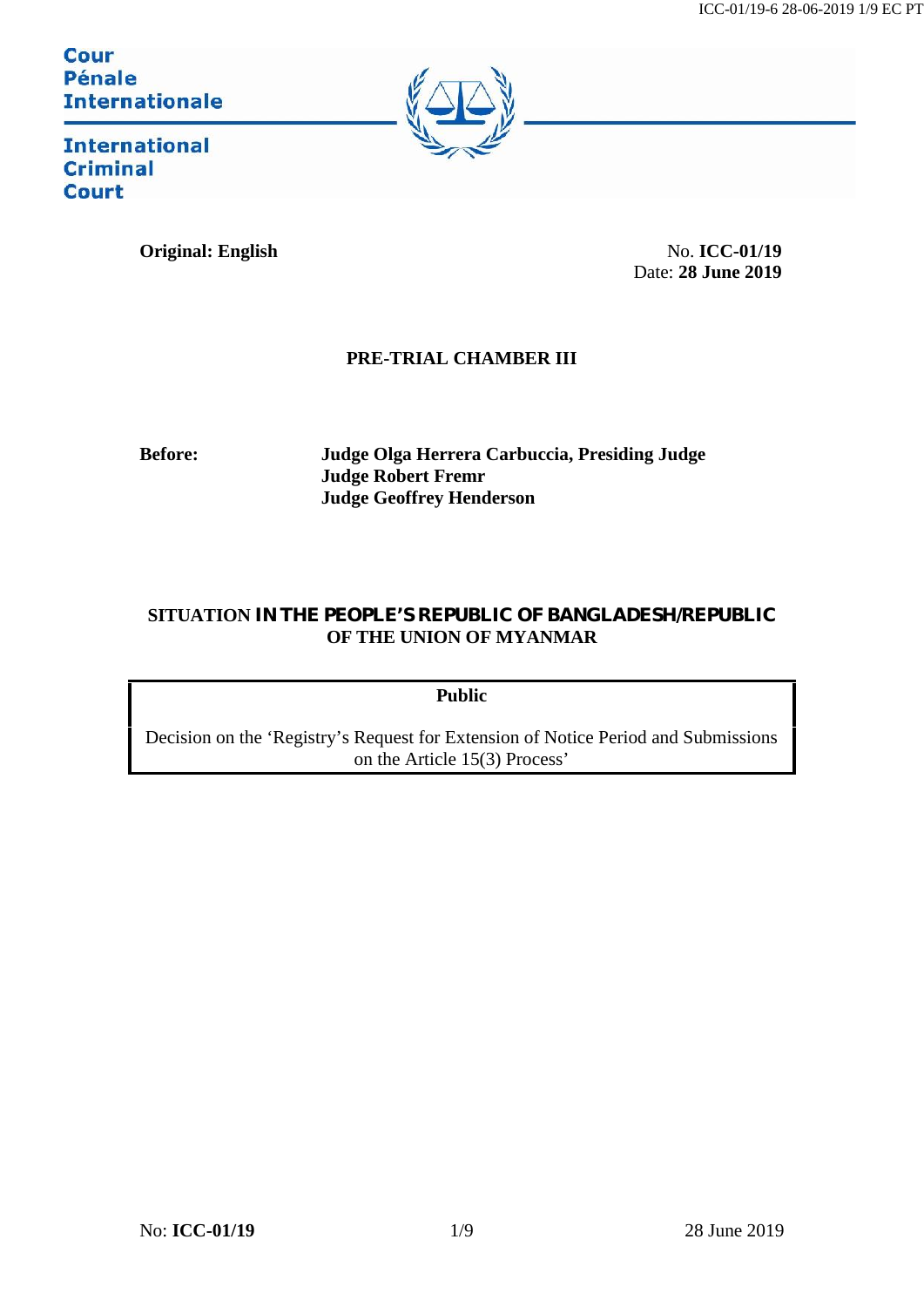Cour Pénale Internationale

International Criminal Court

**Original: English**

No. **ICC-01/19**
Date: **28 June 2019**

**PRE-TRIAL CHAMBER III**

**Before:**

**Judge Olga Herrera Carbuccia, Presiding Judge**
**Judge Robert Fremr**
**Judge Geoffrey Henderson**

**SITUATION IN THE PEOPLE'S REPUBLIC OF BANGLADESH/REPUBLIC OF THE UNION OF MYANMAR**

**Public**

Decision on the 'Registry's Request for Extension of Notice Period and Submissions on the Article 15(3) Process'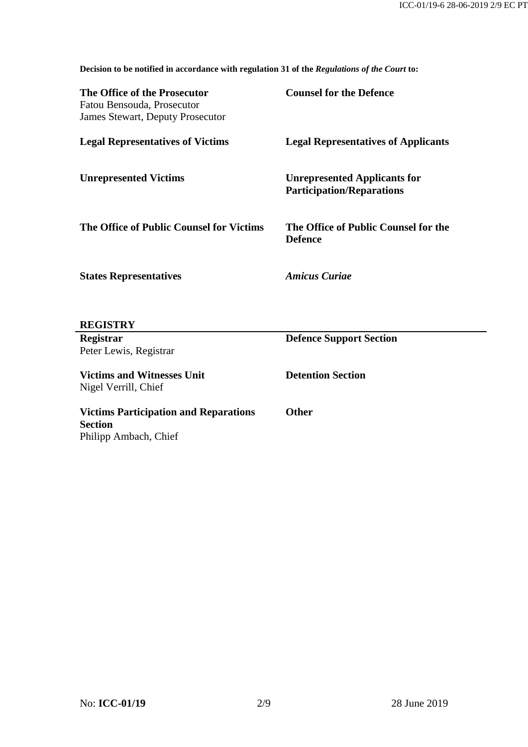**Decision to be notified in accordance with regulation 31 of the *Regulations of the Court* to:**

| | |
|---|---|
| **The Office of the Prosecutor**<br>Fatou Bensouda, Prosecutor<br>James Stewart, Deputy Prosecutor | **Counsel for the Defence** |
| **Legal Representatives of Victims** | **Legal Representatives of Applicants** |
| **Unrepresented Victims** | **Unrepresented Applicants for Participation/Reparations** |
| **The Office of Public Counsel for Victims** | **The Office of Public Counsel for the Defence** |
| **States Representatives** | ***Amicus Curiae*** |

**REGISTRY**

| | |
|---|---|
| **Registrar**<br>Peter Lewis, Registrar | **Defence Support Section** |
| **Victims and Witnesses Unit**<br>Nigel Verrill, Chief | **Detention Section** |
| **Victims Participation and Reparations Section**<br>Philipp Ambach, Chief | **Other** |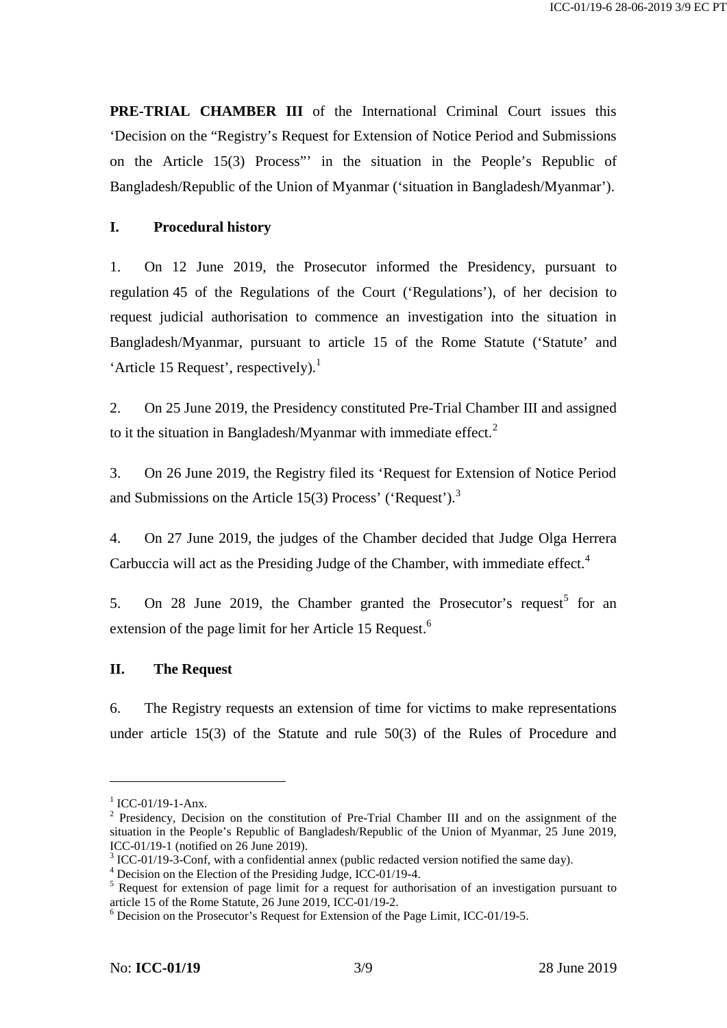**PRE-TRIAL CHAMBER III** of the International Criminal Court issues this 'Decision on the "Registry's Request for Extension of Notice Period and Submissions on the Article 15(3) Process"' in the situation in the People's Republic of Bangladesh/Republic of the Union of Myanmar ('situation in Bangladesh/Myanmar').

## I. Procedural history

1. On 12 June 2019, the Prosecutor informed the Presidency, pursuant to regulation 45 of the Regulations of the Court ('Regulations'), of her decision to request judicial authorisation to commence an investigation into the situation in Bangladesh/Myanmar, pursuant to article 15 of the Rome Statute ('Statute' and 'Article 15 Request', respectively).[1]

2. On 25 June 2019, the Presidency constituted Pre-Trial Chamber III and assigned to it the situation in Bangladesh/Myanmar with immediate effect.[2]

3. On 26 June 2019, the Registry filed its 'Request for Extension of Notice Period and Submissions on the Article 15(3) Process' ('Request').[3]

4. On 27 June 2019, the judges of the Chamber decided that Judge Olga Herrera Carbuccia will act as the Presiding Judge of the Chamber, with immediate effect.[4]

5. On 28 June 2019, the Chamber granted the Prosecutor's request[5] for an extension of the page limit for her Article 15 Request.[6]

## II. The Request

6. The Registry requests an extension of time for victims to make representations under article 15(3) of the Statute and rule 50(3) of the Rules of Procedure and

---

[1] ICC-01/19-1-Anx.

[2] Presidency, Decision on the constitution of Pre-Trial Chamber III and on the assignment of the situation in the People's Republic of Bangladesh/Republic of the Union of Myanmar, 25 June 2019, ICC-01/19-1 (notified on 26 June 2019).

[3] ICC-01/19-3-Conf, with a confidential annex (public redacted version notified the same day).

[4] Decision on the Election of the Presiding Judge, ICC-01/19-4.

[5] Request for extension of page limit for a request for authorisation of an investigation pursuant to article 15 of the Rome Statute, 26 June 2019, ICC-01/19-2.

[6] Decision on the Prosecutor's Request for Extension of the Page Limit, ICC-01/19-5.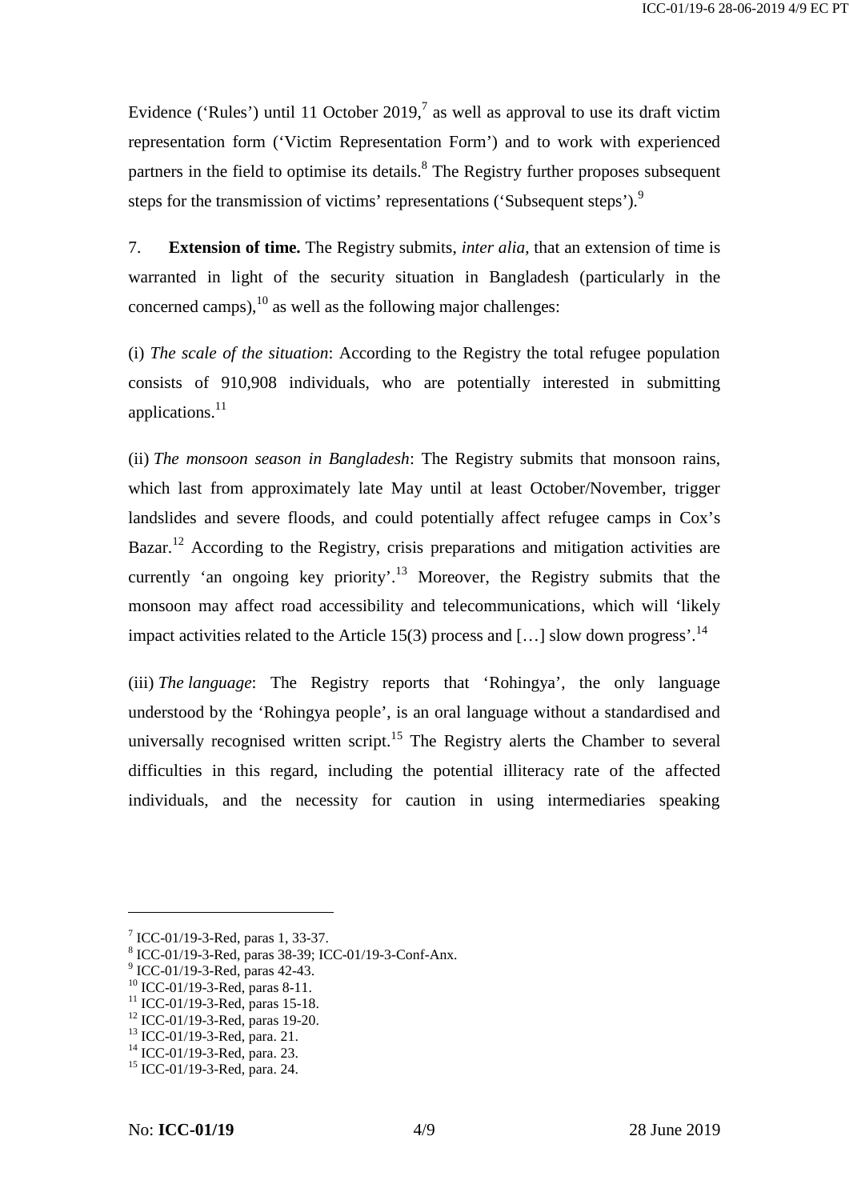Evidence ('Rules') until 11 October 2019,[7] as well as approval to use its draft victim representation form ('Victim Representation Form') and to work with experienced partners in the field to optimise its details.[8] The Registry further proposes subsequent steps for the transmission of victims' representations ('Subsequent steps').[9]

7. **Extension of time.** The Registry submits, *inter alia*, that an extension of time is warranted in light of the security situation in Bangladesh (particularly in the concerned camps),[10] as well as the following major challenges:

(i) *The scale of the situation*: According to the Registry the total refugee population consists of 910,908 individuals, who are potentially interested in submitting applications.[11]

(ii) *The monsoon season in Bangladesh*: The Registry submits that monsoon rains, which last from approximately late May until at least October/November, trigger landslides and severe floods, and could potentially affect refugee camps in Cox's Bazar.[12] According to the Registry, crisis preparations and mitigation activities are currently 'an ongoing key priority'.[13] Moreover, the Registry submits that the monsoon may affect road accessibility and telecommunications, which will 'likely impact activities related to the Article 15(3) process and […] slow down progress'.[14]

(iii) *The language*: The Registry reports that 'Rohingya', the only language understood by the 'Rohingya people', is an oral language without a standardised and universally recognised written script.[15] The Registry alerts the Chamber to several difficulties in this regard, including the potential illiteracy rate of the affected individuals, and the necessity for caution in using intermediaries speaking

---

[7] ICC-01/19-3-Red, paras 1, 33-37.
[8] ICC-01/19-3-Red, paras 38-39; ICC-01/19-3-Conf-Anx.
[9] ICC-01/19-3-Red, paras 42-43.
[10] ICC-01/19-3-Red, paras 8-11.
[11] ICC-01/19-3-Red, paras 15-18.
[12] ICC-01/19-3-Red, paras 19-20.
[13] ICC-01/19-3-Red, para. 21.
[14] ICC-01/19-3-Red, para. 23.
[15] ICC-01/19-3-Red, para. 24.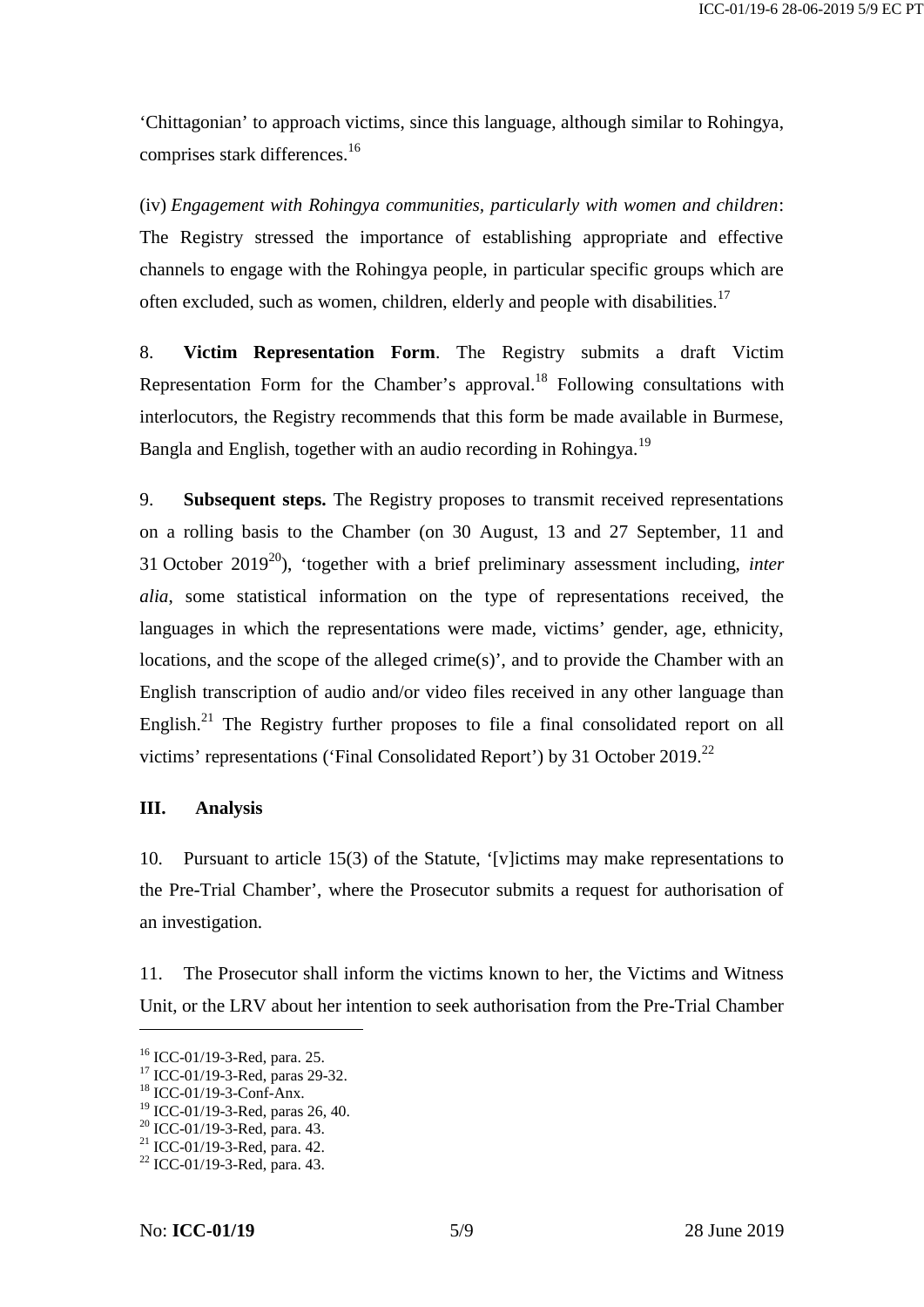'Chittagonian' to approach victims, since this language, although similar to Rohingya, comprises stark differences.[16]

(iv) *Engagement with Rohingya communities, particularly with women and children*: The Registry stressed the importance of establishing appropriate and effective channels to engage with the Rohingya people, in particular specific groups which are often excluded, such as women, children, elderly and people with disabilities.[17]

8. **Victim Representation Form**. The Registry submits a draft Victim Representation Form for the Chamber's approval.[18] Following consultations with interlocutors, the Registry recommends that this form be made available in Burmese, Bangla and English, together with an audio recording in Rohingya.[19]

9. **Subsequent steps.** The Registry proposes to transmit received representations on a rolling basis to the Chamber (on 30 August, 13 and 27 September, 11 and 31 October 2019[20]), 'together with a brief preliminary assessment including, *inter alia*, some statistical information on the type of representations received, the languages in which the representations were made, victims' gender, age, ethnicity, locations, and the scope of the alleged crime(s)', and to provide the Chamber with an English transcription of audio and/or video files received in any other language than English.[21] The Registry further proposes to file a final consolidated report on all victims' representations ('Final Consolidated Report') by 31 October 2019.[22]

## III. Analysis

10. Pursuant to article 15(3) of the Statute, '[v]ictims may make representations to the Pre-Trial Chamber', where the Prosecutor submits a request for authorisation of an investigation.

11. The Prosecutor shall inform the victims known to her, the Victims and Witness Unit, or the LRV about her intention to seek authorisation from the Pre-Trial Chamber

---

[16] ICC-01/19-3-Red, para. 25.
[17] ICC-01/19-3-Red, paras 29-32.
[18] ICC-01/19-3-Conf-Anx.
[19] ICC-01/19-3-Red, paras 26, 40.
[20] ICC-01/19-3-Red, para. 43.
[21] ICC-01/19-3-Red, para. 42.
[22] ICC-01/19-3-Red, para. 43.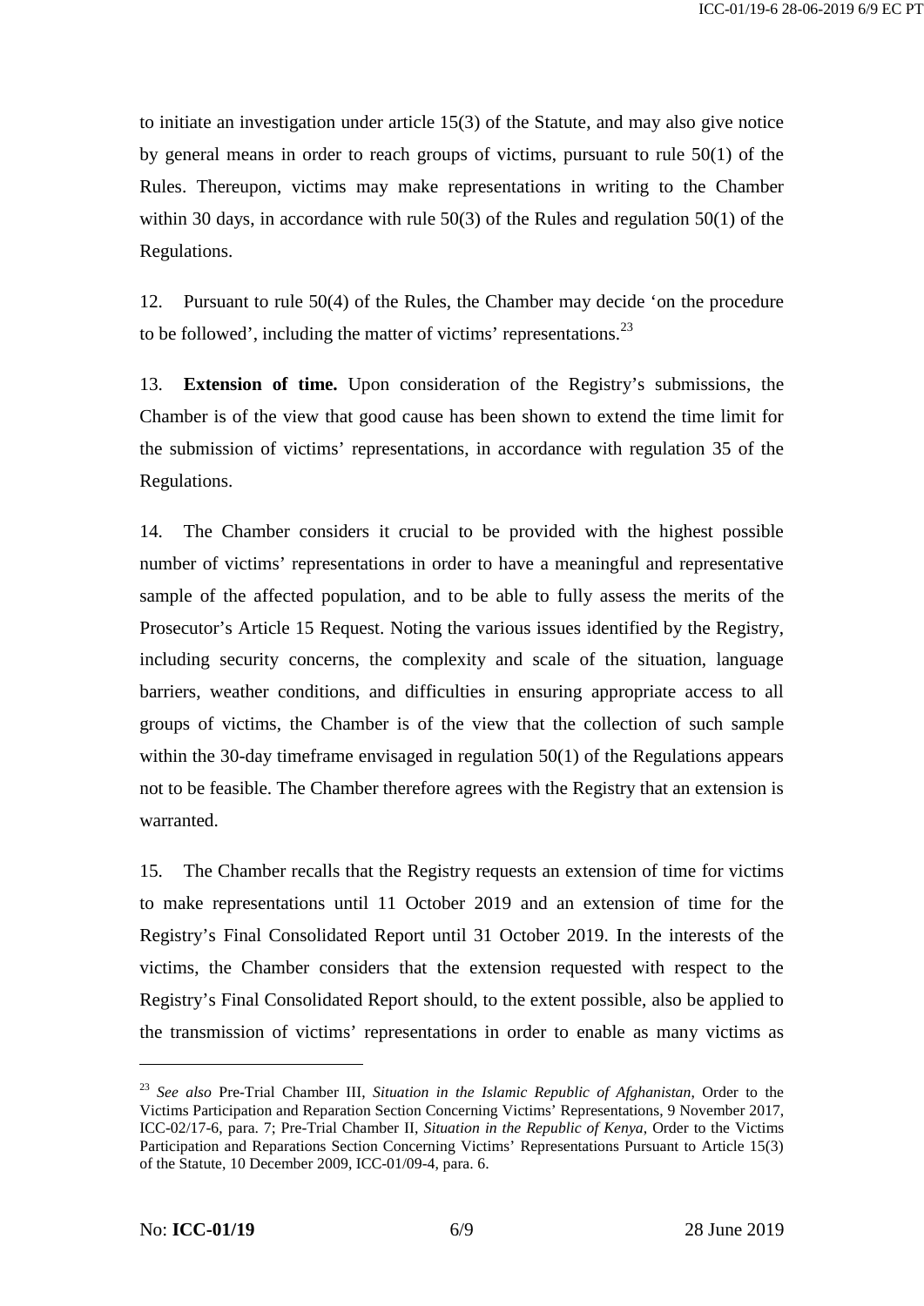to initiate an investigation under article 15(3) of the Statute, and may also give notice by general means in order to reach groups of victims, pursuant to rule 50(1) of the Rules. Thereupon, victims may make representations in writing to the Chamber within 30 days, in accordance with rule 50(3) of the Rules and regulation 50(1) of the Regulations.

12. Pursuant to rule 50(4) of the Rules, the Chamber may decide 'on the procedure to be followed', including the matter of victims' representations.[23]

13. **Extension of time.** Upon consideration of the Registry's submissions, the Chamber is of the view that good cause has been shown to extend the time limit for the submission of victims' representations, in accordance with regulation 35 of the Regulations.

14. The Chamber considers it crucial to be provided with the highest possible number of victims' representations in order to have a meaningful and representative sample of the affected population, and to be able to fully assess the merits of the Prosecutor's Article 15 Request. Noting the various issues identified by the Registry, including security concerns, the complexity and scale of the situation, language barriers, weather conditions, and difficulties in ensuring appropriate access to all groups of victims, the Chamber is of the view that the collection of such sample within the 30-day timeframe envisaged in regulation 50(1) of the Regulations appears not to be feasible. The Chamber therefore agrees with the Registry that an extension is warranted.

15. The Chamber recalls that the Registry requests an extension of time for victims to make representations until 11 October 2019 and an extension of time for the Registry's Final Consolidated Report until 31 October 2019. In the interests of the victims, the Chamber considers that the extension requested with respect to the Registry's Final Consolidated Report should, to the extent possible, also be applied to the transmission of victims' representations in order to enable as many victims as

---

[23] *See also* Pre-Trial Chamber III, *Situation in the Islamic Republic of Afghanistan*, Order to the Victims Participation and Reparation Section Concerning Victims' Representations, 9 November 2017, ICC-02/17-6, para. 7; Pre-Trial Chamber II, *Situation in the Republic of Kenya*, Order to the Victims Participation and Reparations Section Concerning Victims' Representations Pursuant to Article 15(3) of the Statute, 10 December 2009, ICC-01/09-4, para. 6.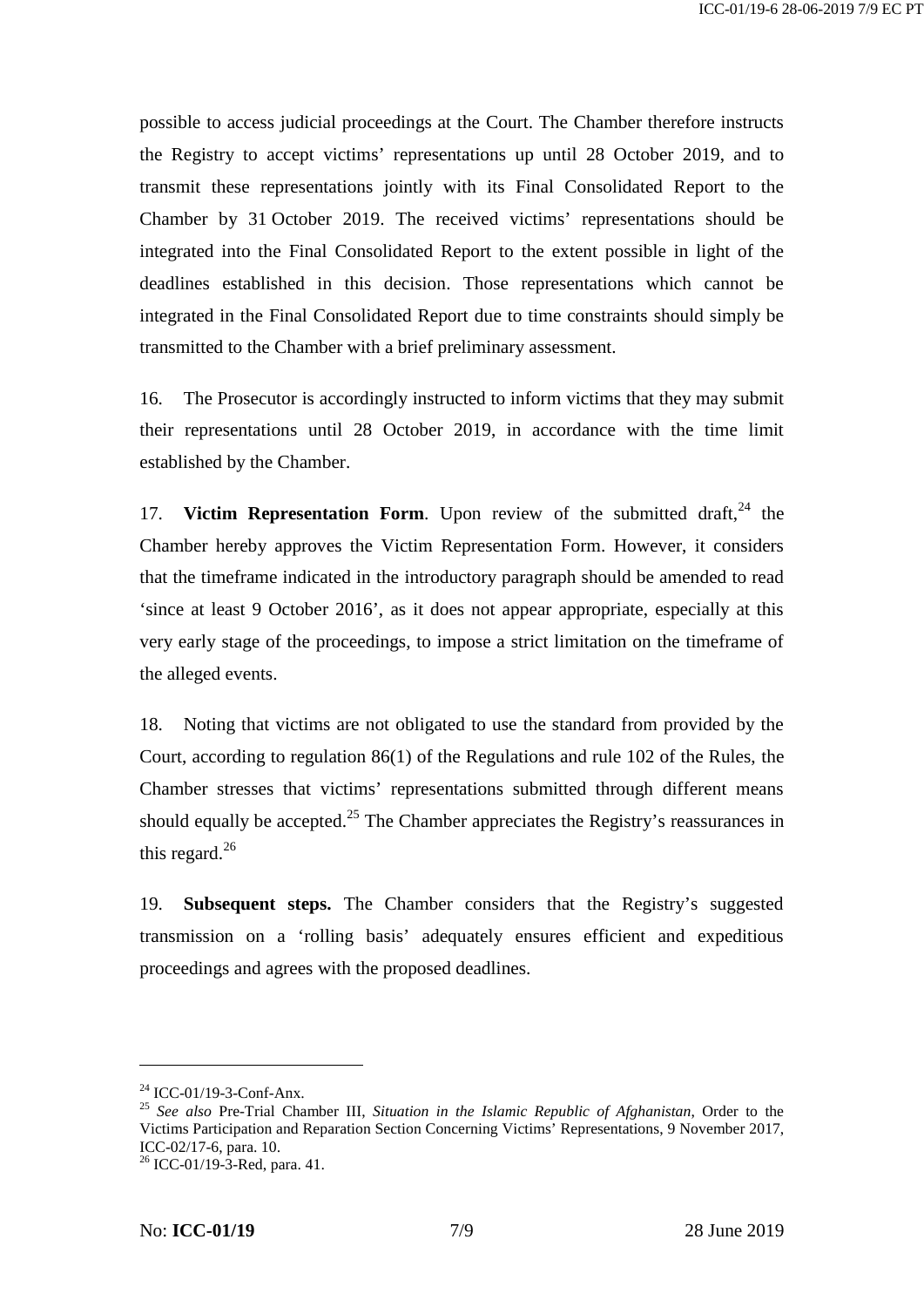possible to access judicial proceedings at the Court. The Chamber therefore instructs the Registry to accept victims' representations up until 28 October 2019, and to transmit these representations jointly with its Final Consolidated Report to the Chamber by 31 October 2019. The received victims' representations should be integrated into the Final Consolidated Report to the extent possible in light of the deadlines established in this decision. Those representations which cannot be integrated in the Final Consolidated Report due to time constraints should simply be transmitted to the Chamber with a brief preliminary assessment.

16. The Prosecutor is accordingly instructed to inform victims that they may submit their representations until 28 October 2019, in accordance with the time limit established by the Chamber.

17. **Victim Representation Form**. Upon review of the submitted draft,[24] the Chamber hereby approves the Victim Representation Form. However, it considers that the timeframe indicated in the introductory paragraph should be amended to read 'since at least 9 October 2016', as it does not appear appropriate, especially at this very early stage of the proceedings, to impose a strict limitation on the timeframe of the alleged events.

18. Noting that victims are not obligated to use the standard from provided by the Court, according to regulation 86(1) of the Regulations and rule 102 of the Rules, the Chamber stresses that victims' representations submitted through different means should equally be accepted.[25] The Chamber appreciates the Registry's reassurances in this regard.[26]

19. **Subsequent steps.** The Chamber considers that the Registry's suggested transmission on a 'rolling basis' adequately ensures efficient and expeditious proceedings and agrees with the proposed deadlines.

---

[24] ICC-01/19-3-Conf-Anx.

[25] *See also* Pre-Trial Chamber III, *Situation in the Islamic Republic of Afghanistan*, Order to the Victims Participation and Reparation Section Concerning Victims' Representations, 9 November 2017, ICC-02/17-6, para. 10.

[26] ICC-01/19-3-Red, para. 41.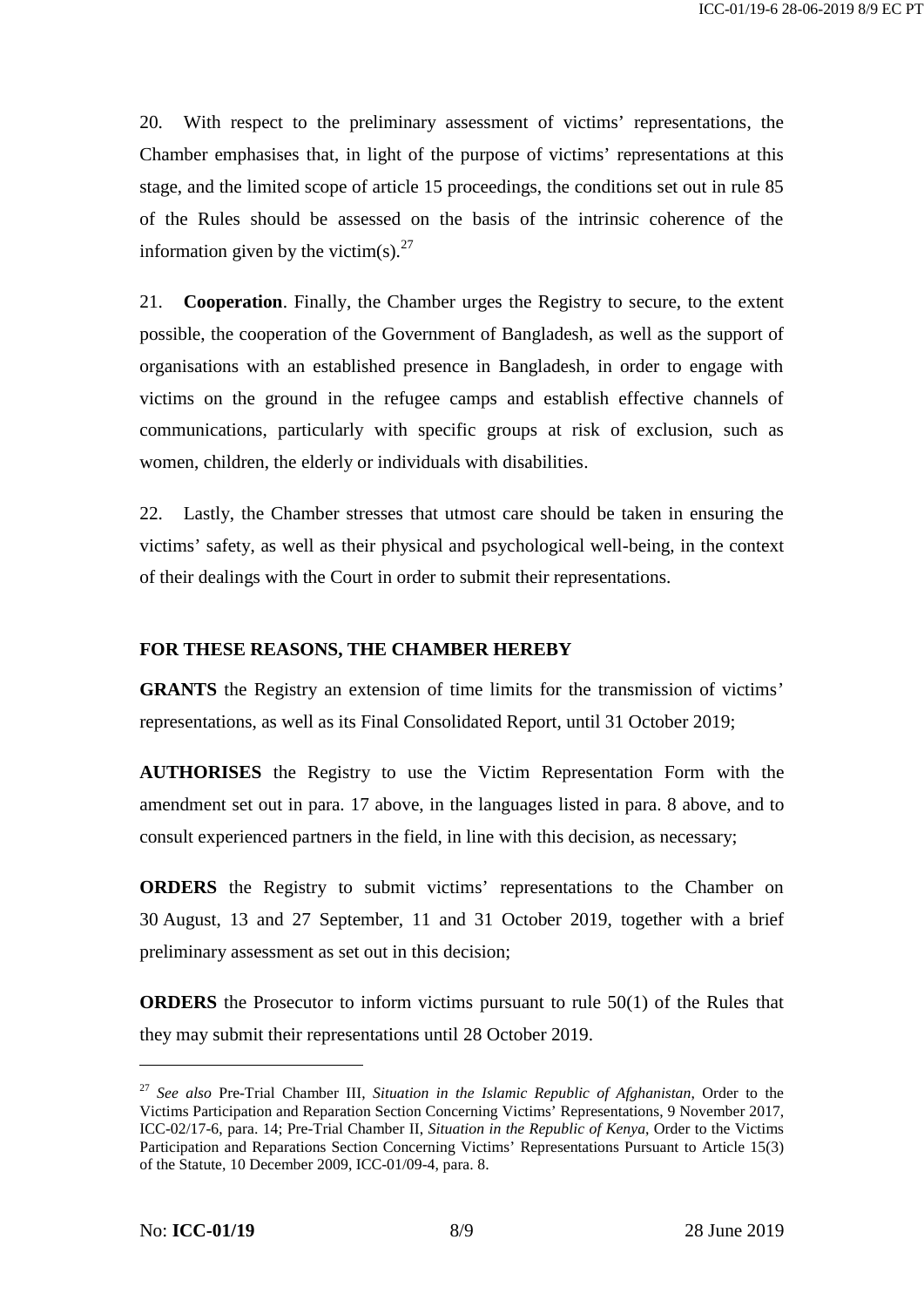20. With respect to the preliminary assessment of victims' representations, the Chamber emphasises that, in light of the purpose of victims' representations at this stage, and the limited scope of article 15 proceedings, the conditions set out in rule 85 of the Rules should be assessed on the basis of the intrinsic coherence of the information given by the victim(s).[27]

21. **Cooperation**. Finally, the Chamber urges the Registry to secure, to the extent possible, the cooperation of the Government of Bangladesh, as well as the support of organisations with an established presence in Bangladesh, in order to engage with victims on the ground in the refugee camps and establish effective channels of communications, particularly with specific groups at risk of exclusion, such as women, children, the elderly or individuals with disabilities.

22. Lastly, the Chamber stresses that utmost care should be taken in ensuring the victims' safety, as well as their physical and psychological well-being, in the context of their dealings with the Court in order to submit their representations.

**FOR THESE REASONS, THE CHAMBER HEREBY**

**GRANTS** the Registry an extension of time limits for the transmission of victims' representations, as well as its Final Consolidated Report, until 31 October 2019;

**AUTHORISES** the Registry to use the Victim Representation Form with the amendment set out in para. 17 above, in the languages listed in para. 8 above, and to consult experienced partners in the field, in line with this decision, as necessary;

**ORDERS** the Registry to submit victims' representations to the Chamber on 30 August, 13 and 27 September, 11 and 31 October 2019, together with a brief preliminary assessment as set out in this decision;

**ORDERS** the Prosecutor to inform victims pursuant to rule 50(1) of the Rules that they may submit their representations until 28 October 2019.

---

[27] *See also* Pre-Trial Chamber III, *Situation in the Islamic Republic of Afghanistan*, Order to the Victims Participation and Reparation Section Concerning Victims' Representations, 9 November 2017, ICC-02/17-6, para. 14; Pre-Trial Chamber II, *Situation in the Republic of Kenya*, Order to the Victims Participation and Reparations Section Concerning Victims' Representations Pursuant to Article 15(3) of the Statute, 10 December 2009, ICC-01/09-4, para. 8.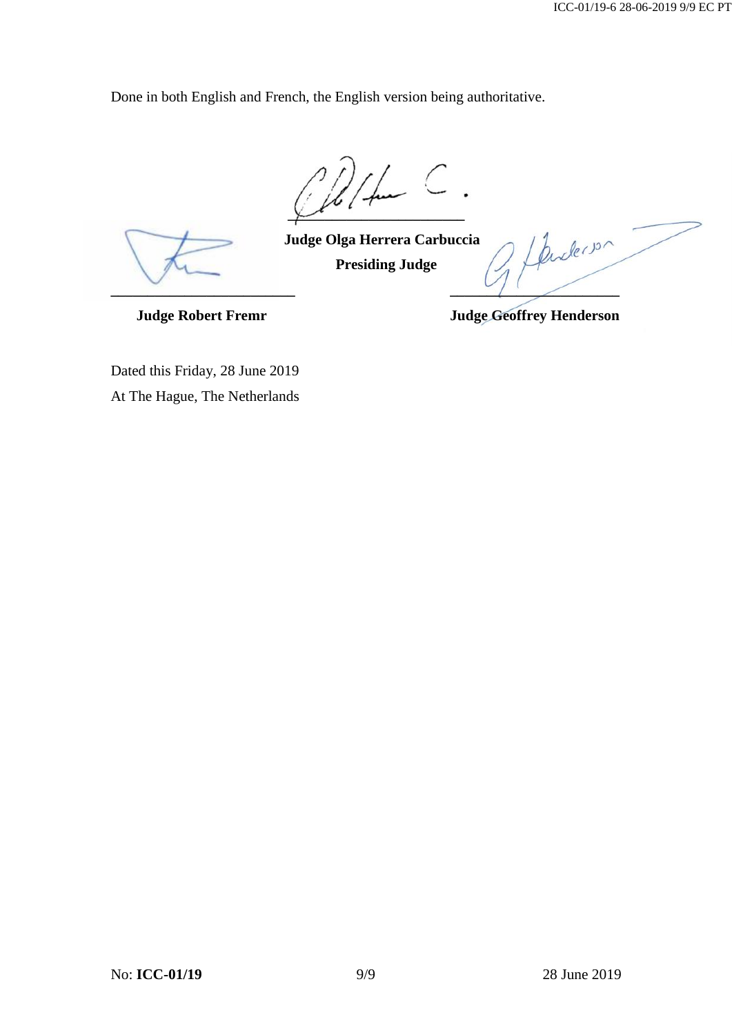Done in both English and French, the English version being authoritative.

**Judge Olga Herrera Carbuccia**
**Presiding Judge**

**Judge Robert Fremr**

**Judge Geoffrey Henderson**

Dated this Friday, 28 June 2019
At The Hague, The Netherlands